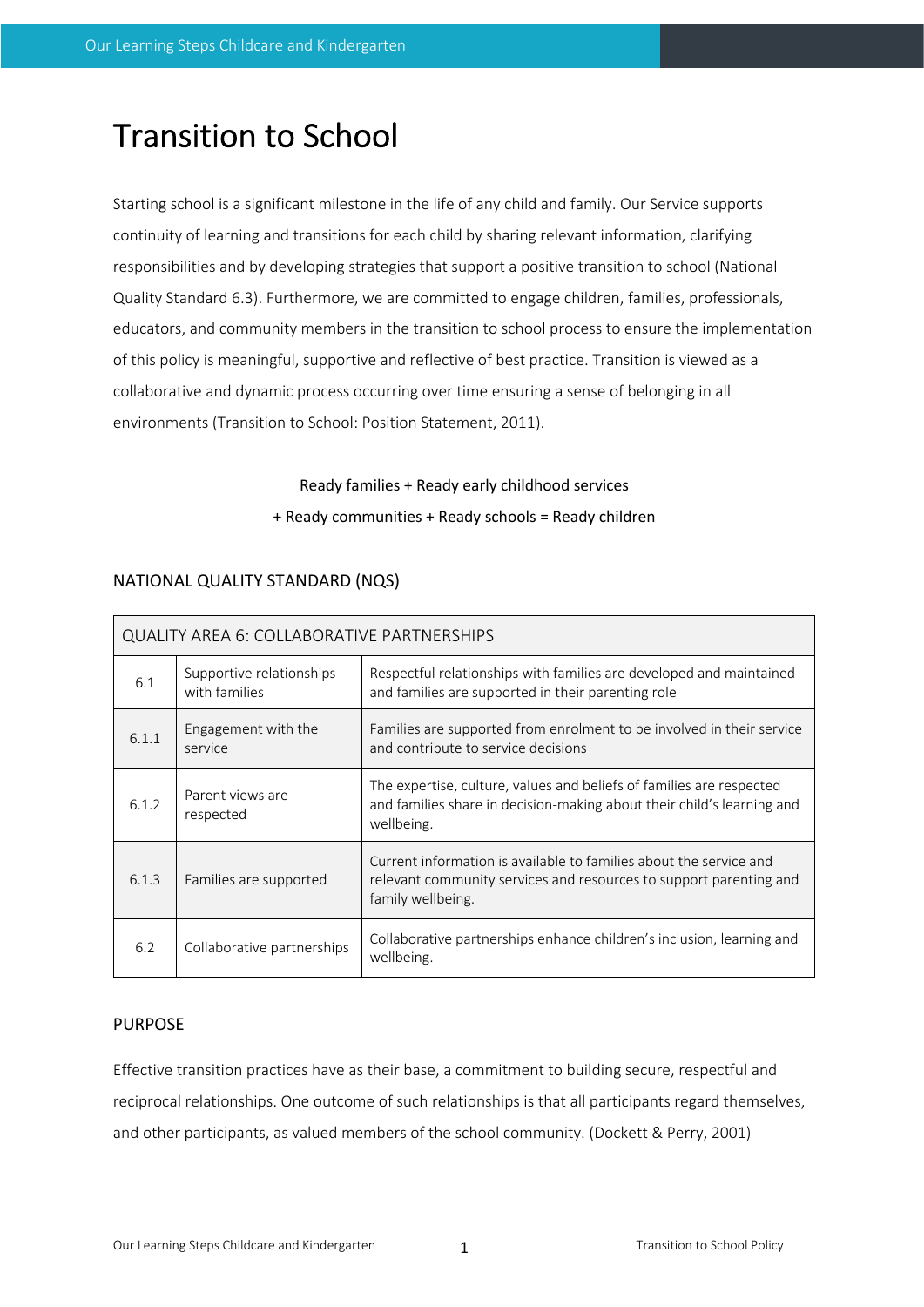# Transition to School

Starting school is a significant milestone in the life of any child and family. Our Service supports continuity of learning and transitions for each child by sharing relevant information, clarifying responsibilities and by developing strategies that support a positive transition to school (National Quality Standard 6.3). Furthermore, we are committed to engage children, families, professionals, educators, and community members in the transition to school process to ensure the implementation of this policy is meaningful, supportive and reflective of best practice. Transition is viewed as a collaborative and dynamic process occurring over time ensuring a sense of belonging in all environments (Transition to School: Position Statement, 2011).

Ready families + Ready early childhood services
+ Ready communities + Ready schools = Ready children

## NATIONAL QUALITY STANDARD (NQS)

| QUALITY AREA 6: COLLABORATIVE PARTNERSHIPS | | |
|---|---|---|
| 6.1 | Supportive relationships with families | Respectful relationships with families are developed and maintained and families are supported in their parenting role |
| 6.1.1 | Engagement with the service | Families are supported from enrolment to be involved in their service and contribute to service decisions |
| 6.1.2 | Parent views are respected | The expertise, culture, values and beliefs of families are respected and families share in decision-making about their child's learning and wellbeing. |
| 6.1.3 | Families are supported | Current information is available to families about the service and relevant community services and resources to support parenting and family wellbeing. |
| 6.2 | Collaborative partnerships | Collaborative partnerships enhance children's inclusion, learning and wellbeing. |

## PURPOSE

Effective transition practices have as their base, a commitment to building secure, respectful and reciprocal relationships. One outcome of such relationships is that all participants regard themselves, and other participants, as valued members of the school community. (Dockett & Perry, 2001)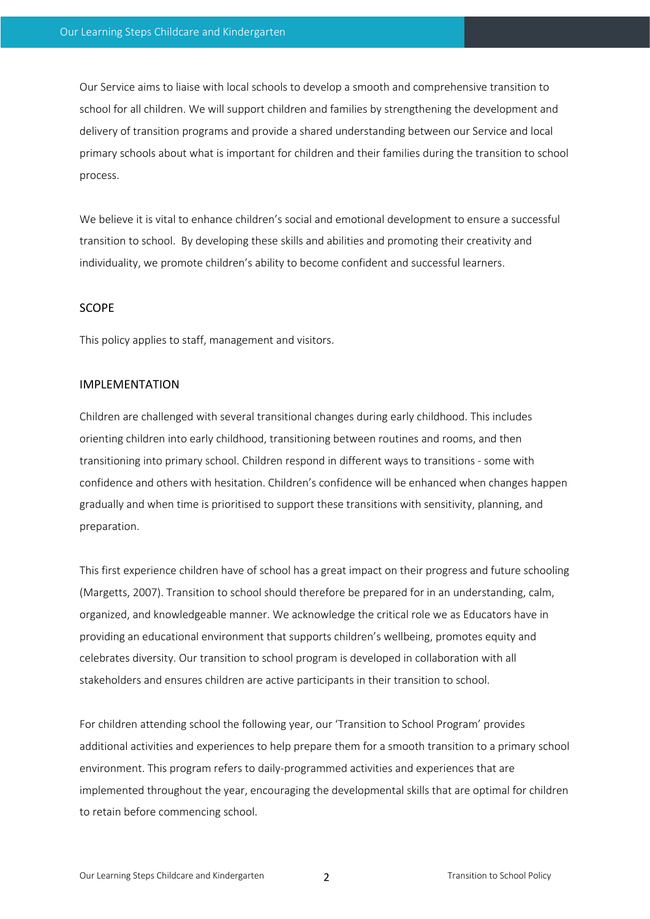Our Service aims to liaise with local schools to develop a smooth and comprehensive transition to school for all children. We will support children and families by strengthening the development and delivery of transition programs and provide a shared understanding between our Service and local primary schools about what is important for children and their families during the transition to school process.

We believe it is vital to enhance children's social and emotional development to ensure a successful transition to school. By developing these skills and abilities and promoting their creativity and individuality, we promote children's ability to become confident and successful learners.

## SCOPE

This policy applies to staff, management and visitors.

## IMPLEMENTATION

Children are challenged with several transitional changes during early childhood. This includes orienting children into early childhood, transitioning between routines and rooms, and then transitioning into primary school. Children respond in different ways to transitions - some with confidence and others with hesitation. Children's confidence will be enhanced when changes happen gradually and when time is prioritised to support these transitions with sensitivity, planning, and preparation.

This first experience children have of school has a great impact on their progress and future schooling (Margetts, 2007). Transition to school should therefore be prepared for in an understanding, calm, organized, and knowledgeable manner. We acknowledge the critical role we as Educators have in providing an educational environment that supports children's wellbeing, promotes equity and celebrates diversity. Our transition to school program is developed in collaboration with all stakeholders and ensures children are active participants in their transition to school.

For children attending school the following year, our 'Transition to School Program' provides additional activities and experiences to help prepare them for a smooth transition to a primary school environment. This program refers to daily-programmed activities and experiences that are implemented throughout the year, encouraging the developmental skills that are optimal for children to retain before commencing school.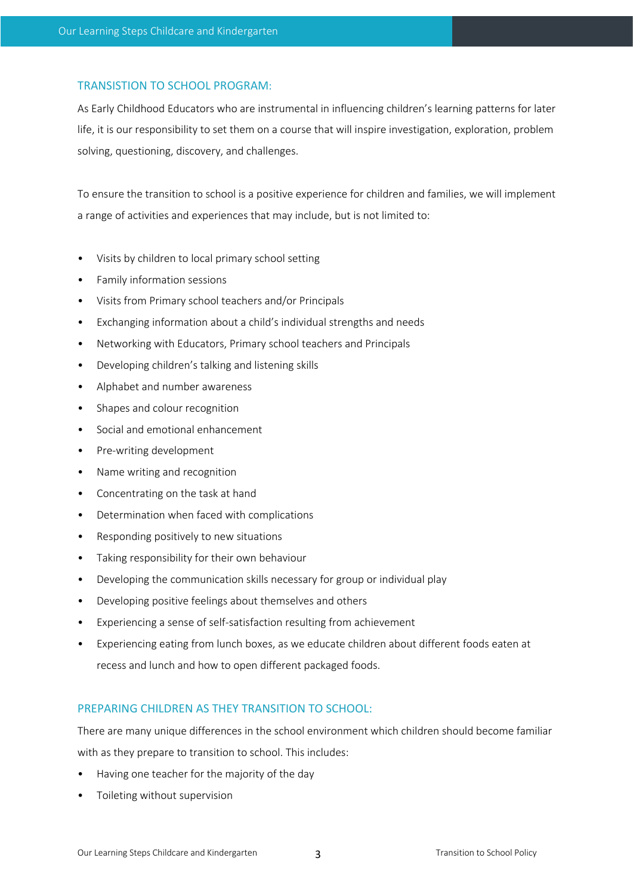## TRANSITION TO SCHOOL PROGRAM:

As Early Childhood Educators who are instrumental in influencing children's learning patterns for later life, it is our responsibility to set them on a course that will inspire investigation, exploration, problem solving, questioning, discovery, and challenges.

To ensure the transition to school is a positive experience for children and families, we will implement a range of activities and experiences that may include, but is not limited to:

- Visits by children to local primary school setting
- Family information sessions
- Visits from Primary school teachers and/or Principals
- Exchanging information about a child's individual strengths and needs
- Networking with Educators, Primary school teachers and Principals
- Developing children's talking and listening skills
- Alphabet and number awareness
- Shapes and colour recognition
- Social and emotional enhancement
- Pre-writing development
- Name writing and recognition
- Concentrating on the task at hand
- Determination when faced with complications
- Responding positively to new situations
- Taking responsibility for their own behaviour
- Developing the communication skills necessary for group or individual play
- Developing positive feelings about themselves and others
- Experiencing a sense of self-satisfaction resulting from achievement
- Experiencing eating from lunch boxes, as we educate children about different foods eaten at recess and lunch and how to open different packaged foods.

## PREPARING CHILDREN AS THEY TRANSITION TO SCHOOL:

There are many unique differences in the school environment which children should become familiar with as they prepare to transition to school. This includes:

- Having one teacher for the majority of the day
- Toileting without supervision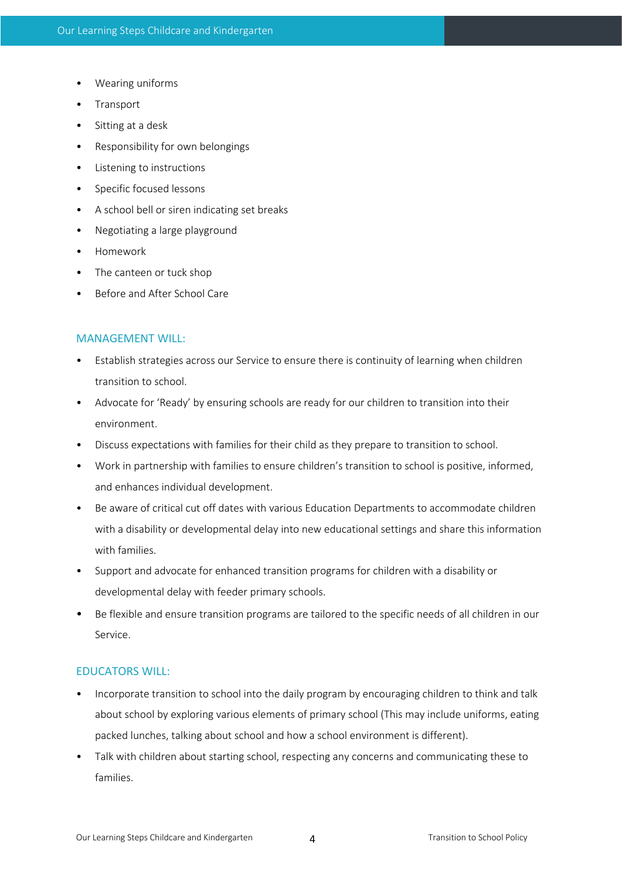- Wearing uniforms
- Transport
- Sitting at a desk
- Responsibility for own belongings
- Listening to instructions
- Specific focused lessons
- A school bell or siren indicating set breaks
- Negotiating a large playground
- Homework
- The canteen or tuck shop
- Before and After School Care

## MANAGEMENT WILL:

- Establish strategies across our Service to ensure there is continuity of learning when children transition to school.
- Advocate for 'Ready' by ensuring schools are ready for our children to transition into their environment.
- Discuss expectations with families for their child as they prepare to transition to school.
- Work in partnership with families to ensure children's transition to school is positive, informed, and enhances individual development.
- Be aware of critical cut off dates with various Education Departments to accommodate children with a disability or developmental delay into new educational settings and share this information with families.
- Support and advocate for enhanced transition programs for children with a disability or developmental delay with feeder primary schools.
- Be flexible and ensure transition programs are tailored to the specific needs of all children in our Service.

## EDUCATORS WILL:

- Incorporate transition to school into the daily program by encouraging children to think and talk about school by exploring various elements of primary school (This may include uniforms, eating packed lunches, talking about school and how a school environment is different).
- Talk with children about starting school, respecting any concerns and communicating these to families.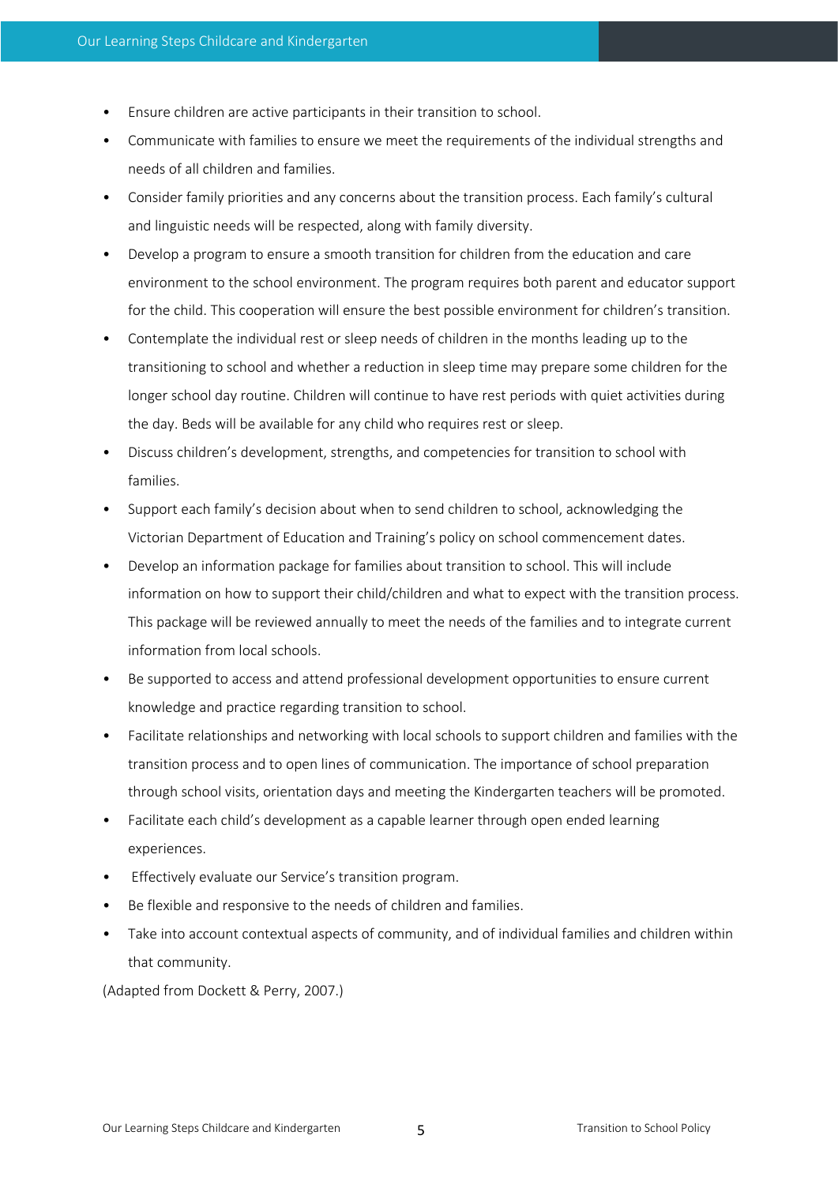- Ensure children are active participants in their transition to school.
- Communicate with families to ensure we meet the requirements of the individual strengths and needs of all children and families.
- Consider family priorities and any concerns about the transition process. Each family's cultural and linguistic needs will be respected, along with family diversity.
- Develop a program to ensure a smooth transition for children from the education and care environment to the school environment. The program requires both parent and educator support for the child. This cooperation will ensure the best possible environment for children's transition.
- Contemplate the individual rest or sleep needs of children in the months leading up to the transitioning to school and whether a reduction in sleep time may prepare some children for the longer school day routine. Children will continue to have rest periods with quiet activities during the day. Beds will be available for any child who requires rest or sleep.
- Discuss children's development, strengths, and competencies for transition to school with families.
- Support each family's decision about when to send children to school, acknowledging the Victorian Department of Education and Training's policy on school commencement dates.
- Develop an information package for families about transition to school. This will include information on how to support their child/children and what to expect with the transition process. This package will be reviewed annually to meet the needs of the families and to integrate current information from local schools.
- Be supported to access and attend professional development opportunities to ensure current knowledge and practice regarding transition to school.
- Facilitate relationships and networking with local schools to support children and families with the transition process and to open lines of communication. The importance of school preparation through school visits, orientation days and meeting the Kindergarten teachers will be promoted.
- Facilitate each child's development as a capable learner through open ended learning experiences.
- Effectively evaluate our Service's transition program.
- Be flexible and responsive to the needs of children and families.
- Take into account contextual aspects of community, and of individual families and children within that community.

(Adapted from Dockett & Perry, 2007.)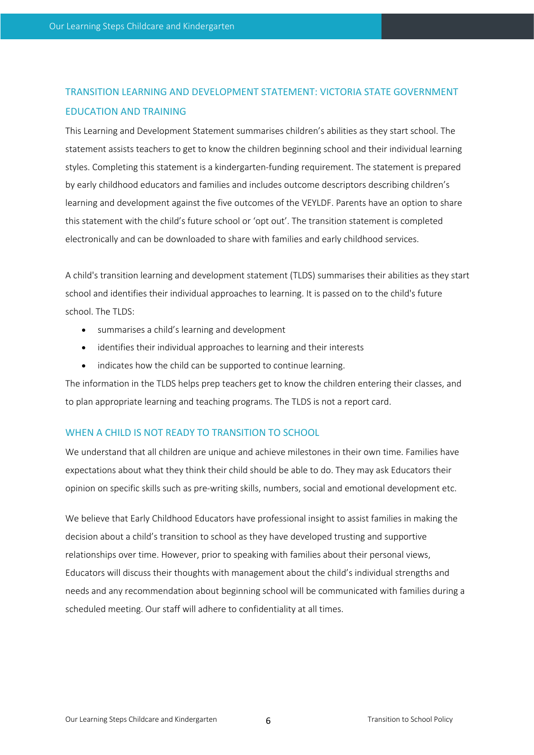## TRANSITION LEARNING AND DEVELOPMENT STATEMENT: VICTORIA STATE GOVERNMENT EDUCATION AND TRAINING

This Learning and Development Statement summarises children's abilities as they start school. The statement assists teachers to get to know the children beginning school and their individual learning styles. Completing this statement is a kindergarten-funding requirement. The statement is prepared by early childhood educators and families and includes outcome descriptors describing children's learning and development against the five outcomes of the VEYLDF. Parents have an option to share this statement with the child's future school or 'opt out'. The transition statement is completed electronically and can be downloaded to share with families and early childhood services.

A child's transition learning and development statement (TLDS) summarises their abilities as they start school and identifies their individual approaches to learning. It is passed on to the child's future school. The TLDS:

- summarises a child's learning and development
- identifies their individual approaches to learning and their interests
- indicates how the child can be supported to continue learning.

The information in the TLDS helps prep teachers get to know the children entering their classes, and to plan appropriate learning and teaching programs. The TLDS is not a report card.

## WHEN A CHILD IS NOT READY TO TRANSITION TO SCHOOL

We understand that all children are unique and achieve milestones in their own time. Families have expectations about what they think their child should be able to do. They may ask Educators their opinion on specific skills such as pre-writing skills, numbers, social and emotional development etc.

We believe that Early Childhood Educators have professional insight to assist families in making the decision about a child's transition to school as they have developed trusting and supportive relationships over time. However, prior to speaking with families about their personal views, Educators will discuss their thoughts with management about the child's individual strengths and needs and any recommendation about beginning school will be communicated with families during a scheduled meeting. Our staff will adhere to confidentiality at all times.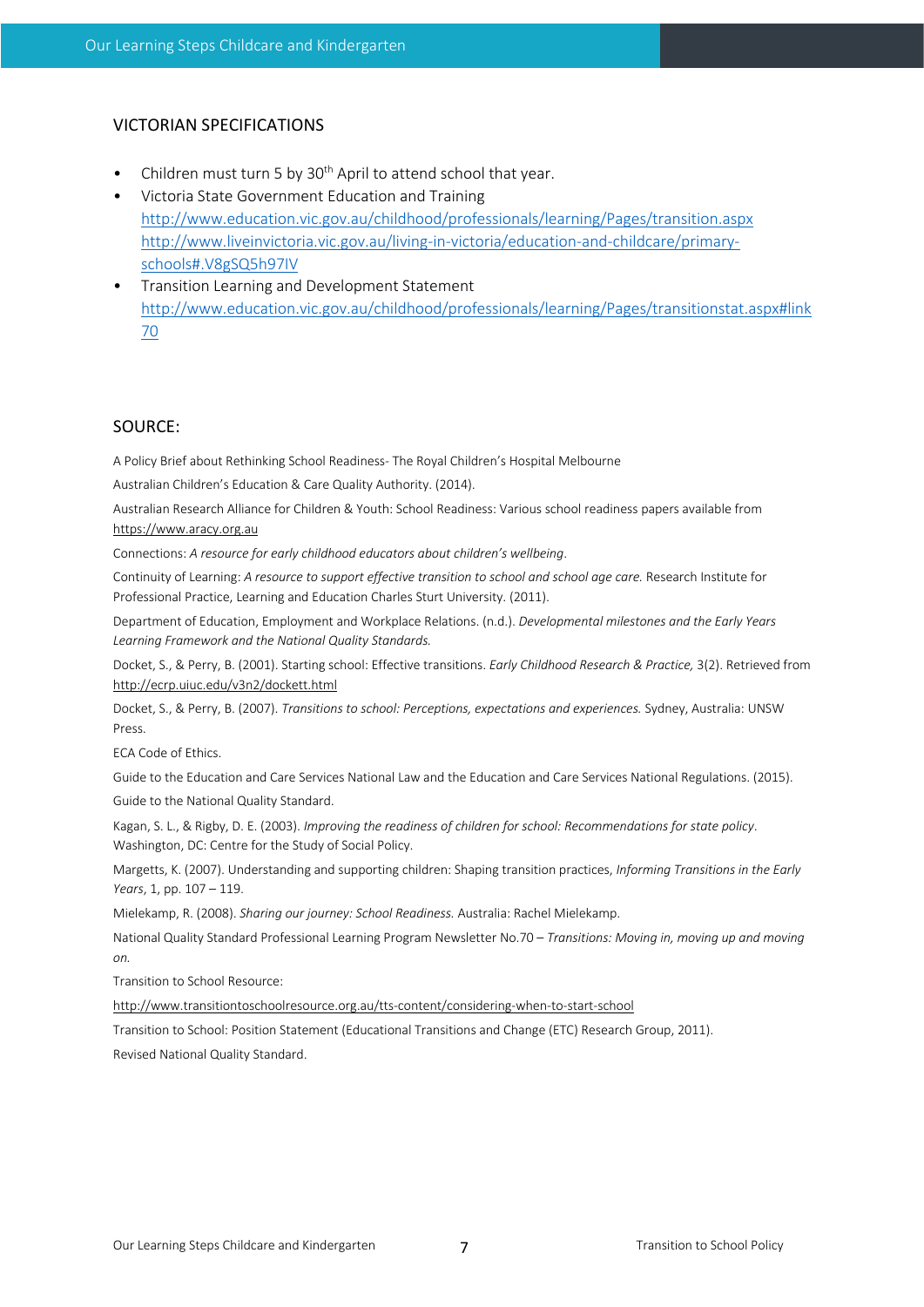## VICTORIAN SPECIFICATIONS

- Children must turn 5 by 30th April to attend school that year.
- Victoria State Government Education and Training
  http://www.education.vic.gov.au/childhood/professionals/learning/Pages/transition.aspx
  http://www.liveinvictoria.vic.gov.au/living-in-victoria/education-and-childcare/primary-schools#.V8gSQ5h97IV
- Transition Learning and Development Statement
  http://www.education.vic.gov.au/childhood/professionals/learning/Pages/transitionstat.aspx#link70

## SOURCE:

A Policy Brief about Rethinking School Readiness- The Royal Children's Hospital Melbourne

Australian Children's Education & Care Quality Authority. (2014).

Australian Research Alliance for Children & Youth: School Readiness: Various school readiness papers available from https://www.aracy.org.au

Connections: *A resource for early childhood educators about children's wellbeing*.

Continuity of Learning: *A resource to support effective transition to school and school age care.* Research Institute for Professional Practice, Learning and Education Charles Sturt University. (2011).

Department of Education, Employment and Workplace Relations. (n.d.). *Developmental milestones and the Early Years Learning Framework and the National Quality Standards.*

Docket, S., & Perry, B. (2001). Starting school: Effective transitions. *Early Childhood Research & Practice,* 3(2). Retrieved from http://ecrp.uiuc.edu/v3n2/dockett.html

Docket, S., & Perry, B. (2007). *Transitions to school: Perceptions, expectations and experiences.* Sydney, Australia: UNSW Press.

ECA Code of Ethics.

Guide to the Education and Care Services National Law and the Education and Care Services National Regulations. (2015).

Guide to the National Quality Standard.

Kagan, S. L., & Rigby, D. E. (2003). *Improving the readiness of children for school: Recommendations for state policy*. Washington, DC: Centre for the Study of Social Policy.

Margetts, K. (2007). Understanding and supporting children: Shaping transition practices, *Informing Transitions in the Early Years*, 1, pp. 107 – 119.

Mielekamp, R. (2008). *Sharing our journey: School Readiness.* Australia: Rachel Mielekamp.

National Quality Standard Professional Learning Program Newsletter No.70 – *Transitions: Moving in, moving up and moving on.*

Transition to School Resource:

http://www.transitiontoschoolresource.org.au/tts-content/considering-when-to-start-school

Transition to School: Position Statement (Educational Transitions and Change (ETC) Research Group, 2011).

Revised National Quality Standard.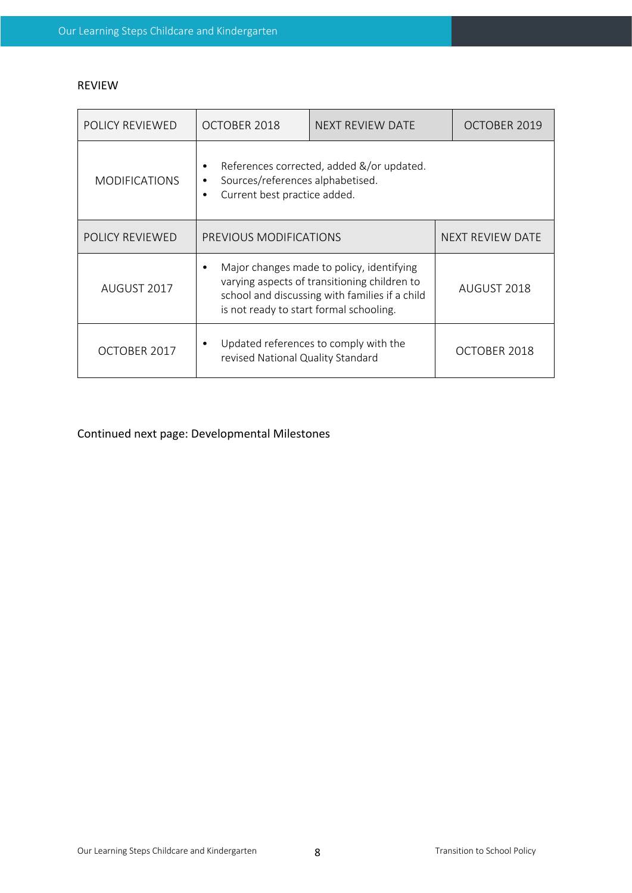REVIEW

| POLICY REVIEWED | OCTOBER 2018 | NEXT REVIEW DATE | OCTOBER 2019 |
|---|---|---|---|
| MODIFICATIONS | • References corrected, added &/or updated.<br>• Sources/references alphabetised.<br>• Current best practice added. | | |

| POLICY REVIEWED | PREVIOUS MODIFICATIONS | NEXT REVIEW DATE |
|---|---|---|
| AUGUST 2017 | • Major changes made to policy, identifying varying aspects of transitioning children to school and discussing with families if a child is not ready to start formal schooling. | AUGUST 2018 |
| OCTOBER 2017 | • Updated references to comply with the revised National Quality Standard | OCTOBER 2018 |

Continued next page: Developmental Milestones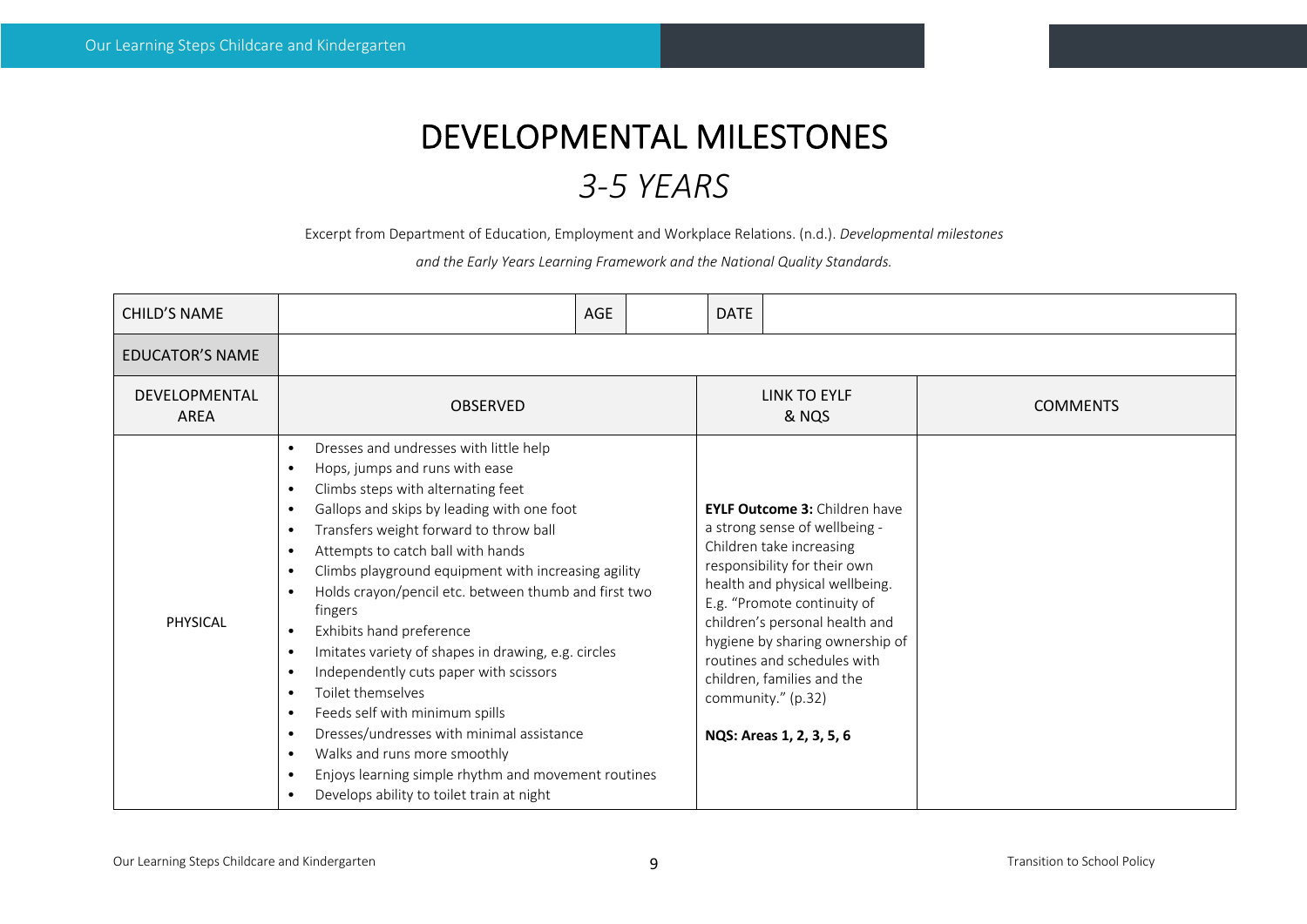# DEVELOPMENTAL MILESTONES

## *3-5 YEARS*

Excerpt from Department of Education, Employment and Workplace Relations. (n.d.). *Developmental milestones and the Early Years Learning Framework and the National Quality Standards.*

| CHILD'S NAME | | AGE | | DATE | |
|---|---|---|---|---|---|
| EDUCATOR'S NAME | | | | | |
| DEVELOPMENTAL AREA | OBSERVED | | LINK TO EYLF & NQS | | COMMENTS |
| PHYSICAL | • Dresses and undresses with little help<br>• Hops, jumps and runs with ease<br>• Climbs steps with alternating feet<br>• Gallops and skips by leading with one foot<br>• Transfers weight forward to throw ball<br>• Attempts to catch ball with hands<br>• Climbs playground equipment with increasing agility<br>• Holds crayon/pencil etc. between thumb and first two fingers<br>• Exhibits hand preference<br>• Imitates variety of shapes in drawing, e.g. circles<br>• Independently cuts paper with scissors<br>• Toilet themselves<br>• Feeds self with minimum spills<br>• Dresses/undresses with minimal assistance<br>• Walks and runs more smoothly<br>• Enjoys learning simple rhythm and movement routines<br>• Develops ability to toilet train at night | | **EYLF Outcome 3:** Children have a strong sense of wellbeing - Children take increasing responsibility for their own health and physical wellbeing. E.g. "Promote continuity of children's personal health and hygiene by sharing ownership of routines and schedules with children, families and the community." (p.32)<br><br>**NQS: Areas 1, 2, 3, 5, 6** | | |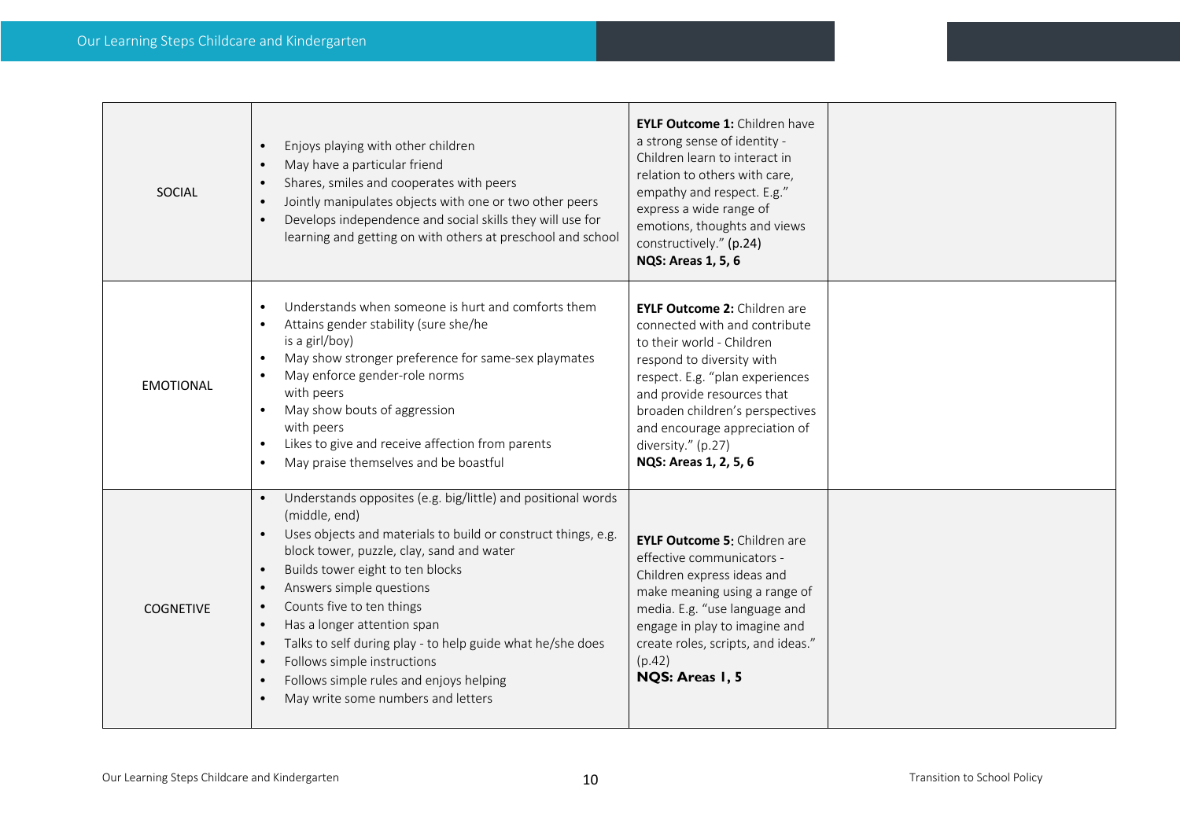| | | | |
|---|---|---|---|
| SOCIAL | • Enjoys playing with other children<br>• May have a particular friend<br>• Shares, smiles and cooperates with peers<br>• Jointly manipulates objects with one or two other peers<br>• Develops independence and social skills they will use for learning and getting on with others at preschool and school | **EYLF Outcome 1:** Children have a strong sense of identity - Children learn to interact in relation to others with care, empathy and respect. E.g." express a wide range of emotions, thoughts and views constructively." **(p.24)**<br>**NQS: Areas 1, 5, 6** | |
| EMOTIONAL | • Understands when someone is hurt and comforts them<br>• Attains gender stability (sure she/he is a girl/boy)<br>• May show stronger preference for same-sex playmates<br>• May enforce gender-role norms with peers<br>• May show bouts of aggression with peers<br>• Likes to give and receive affection from parents<br>• May praise themselves and be boastful | **EYLF Outcome 2:** Children are connected with and contribute to their world - Children respond to diversity with respect. E.g. "plan experiences and provide resources that broaden children's perspectives and encourage appreciation of diversity." (p.27)<br>**NQS: Areas 1, 2, 5, 6** | |
| COGNETIVE | • Understands opposites (e.g. big/little) and positional words (middle, end)<br>• Uses objects and materials to build or construct things, e.g. block tower, puzzle, clay, sand and water<br>• Builds tower eight to ten blocks<br>• Answers simple questions<br>• Counts five to ten things<br>• Has a longer attention span<br>• Talks to self during play - to help guide what he/she does<br>• Follows simple instructions<br>• Follows simple rules and enjoys helping<br>• May write some numbers and letters | **EYLF Outcome 5:** Children are effective communicators - Children express ideas and make meaning using a range of media. E.g. "use language and engage in play to imagine and create roles, scripts, and ideas." (p.42)<br>**NQS: Areas 1, 5** | |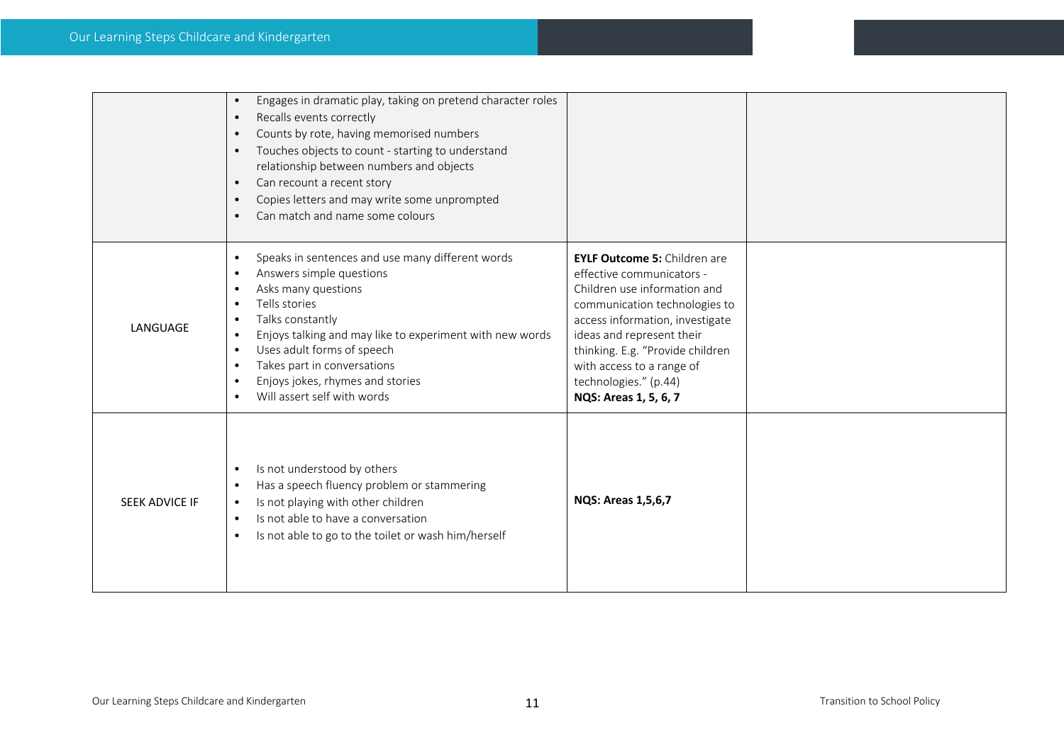| | | | |
|---|---|---|---|
| | • Engages in dramatic play, taking on pretend character roles<br>• Recalls events correctly<br>• Counts by rote, having memorised numbers<br>• Touches objects to count - starting to understand relationship between numbers and objects<br>• Can recount a recent story<br>• Copies letters and may write some unprompted<br>• Can match and name some colours | | |
| LANGUAGE | • Speaks in sentences and use many different words<br>• Answers simple questions<br>• Asks many questions<br>• Tells stories<br>• Talks constantly<br>• Enjoys talking and may like to experiment with new words<br>• Uses adult forms of speech<br>• Takes part in conversations<br>• Enjoys jokes, rhymes and stories<br>• Will assert self with words | **EYLF Outcome 5:** Children are effective communicators - Children use information and communication technologies to access information, investigate ideas and represent their thinking. E.g. "Provide children with access to a range of technologies." (p.44)<br>**NQS: Areas 1, 5, 6, 7** | |
| SEEK ADVICE IF | • Is not understood by others<br>• Has a speech fluency problem or stammering<br>• Is not playing with other children<br>• Is not able to have a conversation<br>• Is not able to go to the toilet or wash him/herself | **NQS: Areas 1,5,6,7** | |